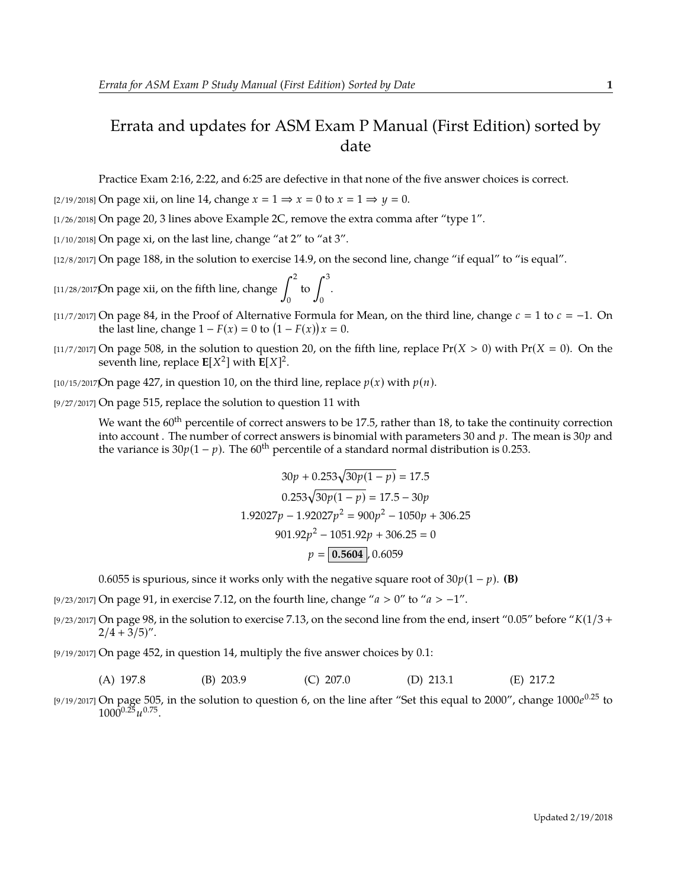# Errata and updates for ASM Exam P Manual (First Edition) sorted by date

Practice Exam 2:16, 2:22, and 6:25 are defective in that none of the five answer choices is correct.

[2/19/2018] On page xii, on line 14, change $x = 1 \Rightarrow x = 0$ to $x = 1 \Rightarrow y = 0$.

[1/26/2018] On page 20, 3 lines above Example 2C, remove the extra comma after "type 1".

[1/10/2018] On page xi, on the last line, change "at 2" to "at 3".

[12/8/2017] On page 188, in the solution to exercise 14.9, on the second line, change "if equal" to "is equal".

[11/28/2017] On page xii, on the fifth line, change $\int_0^2$ to $\int_0^3$.

[11/7/2017] On page 84, in the Proof of Alternative Formula for Mean, on the third line, change $c = 1$ to $c = -1$. On the last line, change $1 - F(x) = 0$ to $\big(1 - F(x)\big)x = 0$.

[11/7/2017] On page 508, in the solution to question 20, on the fifth line, replace $\Pr(X > 0)$ with $\Pr(X = 0)$. On the seventh line, replace $\mathbf{E}[X^2]$ with $\mathbf{E}[X]^2$.

[10/15/2017] On page 427, in question 10, on the third line, replace $p(x)$ with $p(n)$.

[9/27/2017] On page 515, replace the solution to question 11 with

We want the 60th percentile of correct answers to be 17.5, rather than 18, to take the continuity correction into account . The number of correct answers is binomial with parameters 30 and $p$. The mean is $30p$ and the variance is $30p(1-p)$. The 60th percentile of a standard normal distribution is 0.253.

$$30p + 0.253\sqrt{30p(1-p)} = 17.5$$
$$0.253\sqrt{30p(1-p)} = 17.5 - 30p$$
$$1.92027p - 1.92027p^2 = 900p^2 - 1050p + 306.25$$
$$901.92p^2 - 1051.92p + 306.25 = 0$$
$$p = \boxed{\mathbf{0.5604}}, 0.6059$$

0.6055 is spurious, since it works only with the negative square root of $30p(1-p)$. **(B)**

[9/23/2017] On page 91, in exercise 7.12, on the fourth line, change "$a > 0$" to "$a > -1$".

[9/23/2017] On page 98, in the solution to exercise 7.13, on the second line from the end, insert "0.05" before "$K(1/3 + 2/4 + 3/5)$".

[9/19/2017] On page 452, in question 14, multiply the five answer choices by 0.1:

(A) 197.8 (B) 203.9 (C) 207.0 (D) 213.1 (E) 217.2

[9/19/2017] On page 505, in the solution to question 6, on the line after "Set this equal to 2000", change $1000e^{0.25}$ to $1000^{0.25}u^{0.75}$.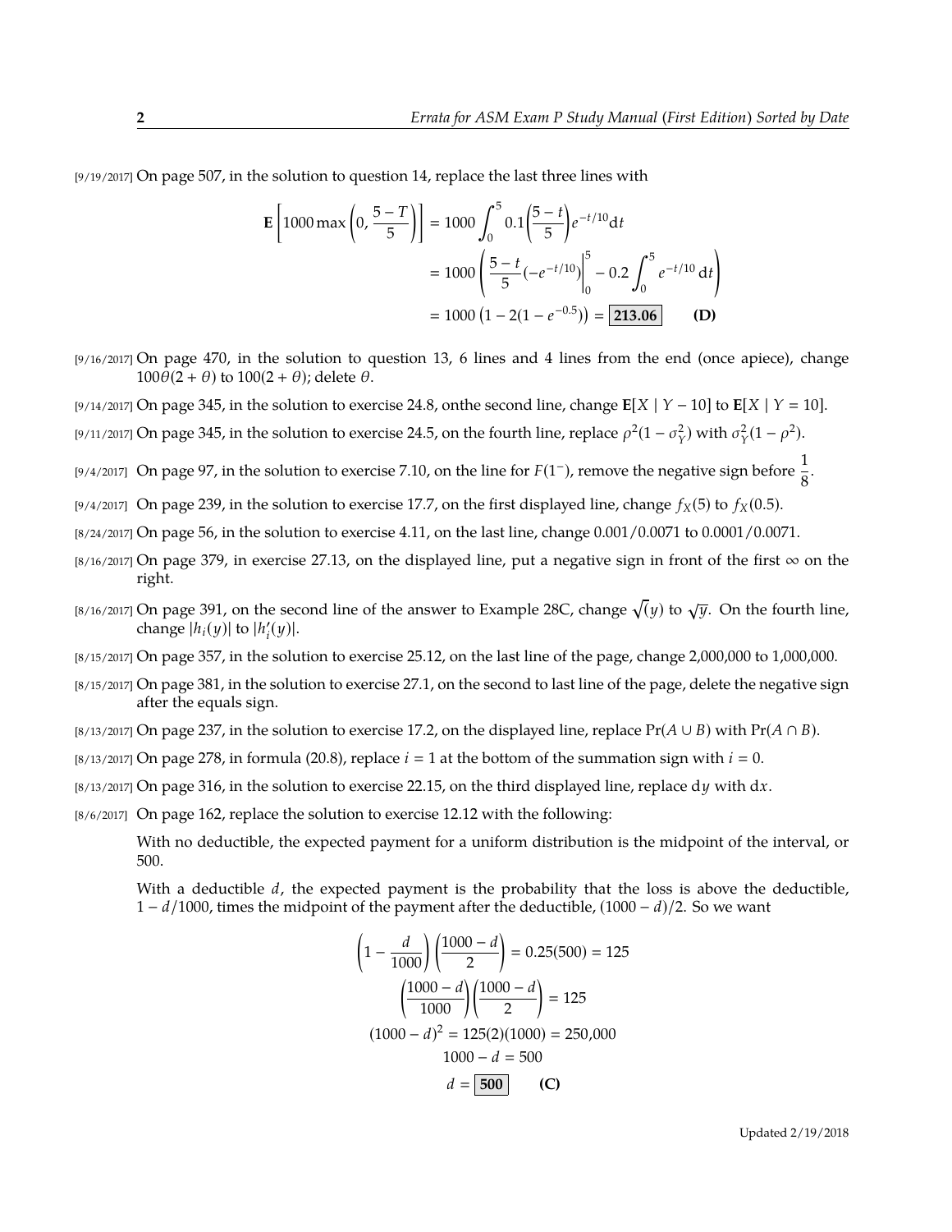[9/19/2017] On page 507, in the solution to question 14, replace the last three lines with

$$\begin{aligned}
\mathbf{E}\left[1000\max\left(0,\frac{5-T}{5}\right)\right] &= 1000\int_0^5 0.1\left(\frac{5-t}{5}\right)e^{-t/10}\mathrm{d}t \\
&= 1000\left(\frac{5-t}{5}(-e^{-t/10})\Big|_0^5 - 0.2\int_0^5 e^{-t/10}\,\mathrm{d}t\right) \\
&= 1000\left(1-2(1-e^{-0.5})\right) = \boxed{213.06} \qquad \textbf{(D)}
\end{aligned}$$

[9/16/2017] On page 470, in the solution to question 13, 6 lines and 4 lines from the end (once apiece), change $100\theta(2+\theta)$ to $100(2+\theta)$; delete $\theta$.

[9/14/2017] On page 345, in the solution to exercise 24.8, onthe second line, change $\mathbf{E}[X \mid Y-10]$ to $\mathbf{E}[X \mid Y=10]$.

[9/11/2017] On page 345, in the solution to exercise 24.5, on the fourth line, replace $\rho^2(1-\sigma_Y^2)$ with $\sigma_Y^2(1-\rho^2)$.

[9/4/2017] On page 97, in the solution to exercise 7.10, on the line for $F(1^-)$, remove the negative sign before $\frac{1}{8}$.

[9/4/2017] On page 239, in the solution to exercise 17.7, on the first displayed line, change $f_X(5)$ to $f_X(0.5)$.

[8/24/2017] On page 56, in the solution to exercise 4.11, on the last line, change 0.001/0.0071 to 0.0001/0.0071.

[8/16/2017] On page 379, in exercise 27.13, on the displayed line, put a negative sign in front of the first $\infty$ on the right.

[8/16/2017] On page 391, on the second line of the answer to Example 28C, change $\sqrt{(}y)$ to $\sqrt{y}$. On the fourth line, change $|h_i(y)|$ to $|h_i'(y)|$.

[8/15/2017] On page 357, in the solution to exercise 25.12, on the last line of the page, change 2,000,000 to 1,000,000.

[8/15/2017] On page 381, in the solution to exercise 27.1, on the second to last line of the page, delete the negative sign after the equals sign.

[8/13/2017] On page 237, in the solution to exercise 17.2, on the displayed line, replace $\Pr(A \cup B)$ with $\Pr(A \cap B)$.

[8/13/2017] On page 278, in formula (20.8), replace $i=1$ at the bottom of the summation sign with $i=0$.

[8/13/2017] On page 316, in the solution to exercise 22.15, on the third displayed line, replace $\mathrm{d}y$ with $\mathrm{d}x$.

[8/6/2017] On page 162, replace the solution to exercise 12.12 with the following:

With no deductible, the expected payment for a uniform distribution is the midpoint of the interval, or 500.

With a deductible $d$, the expected payment is the probability that the loss is above the deductible, $1-d/1000$, times the midpoint of the payment after the deductible, $(1000-d)/2$. So we want

$$\begin{aligned}
\left(1-\frac{d}{1000}\right)\left(\frac{1000-d}{2}\right) &= 0.25(500) = 125 \\
\left(\frac{1000-d}{1000}\right)\left(\frac{1000-d}{2}\right) &= 125 \\
(1000-d)^2 &= 125(2)(1000) = 250{,}000 \\
1000-d &= 500 \\
d &= \boxed{500} \qquad \textbf{(C)}
\end{aligned}$$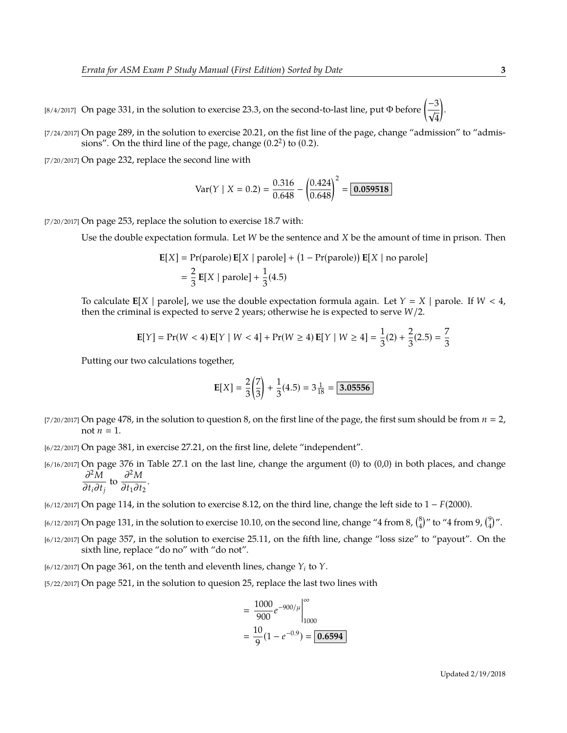[8/4/2017] On page 331, in the solution to exercise 23.3, on the second-to-last line, put $\Phi$ before $\left(\dfrac{-3}{\sqrt{4}}\right)$.

[7/24/2017] On page 289, in the solution to exercise 20.21, on the fist line of the page, change "admission" to "admissions". On the third line of the page, change $(0.2^2)$ to $(0.2)$.

[7/20/2017] On page 232, replace the second line with

$$\operatorname{Var}(Y \mid X = 0.2) = \frac{0.316}{0.648} - \left(\frac{0.424}{0.648}\right)^2 = \boxed{0.059518}$$

[7/20/2017] On page 253, replace the solution to exercise 18.7 with:

Use the double expectation formula. Let $W$ be the sentence and $X$ be the amount of time in prison. Then

$$\begin{aligned}\mathbf{E}[X] &= \Pr(\text{parole})\,\mathbf{E}[X \mid \text{parole}] + \big(1 - \Pr(\text{parole})\big)\,\mathbf{E}[X \mid \text{no parole}] \\ &= \frac{2}{3}\,\mathbf{E}[X \mid \text{parole}] + \frac{1}{3}(4.5)\end{aligned}$$

To calculate $\mathbf{E}[X \mid \text{parole}]$, we use the double expectation formula again. Let $Y = X \mid \text{parole}$. If $W < 4$, then the criminal is expected to serve 2 years; otherwise he is expected to serve $W/2$.

$$\mathbf{E}[Y] = \Pr(W < 4)\,\mathbf{E}[Y \mid W < 4] + \Pr(W \geq 4)\,\mathbf{E}[Y \mid W \geq 4] = \frac{1}{3}(2) + \frac{2}{3}(2.5) = \frac{7}{3}$$

Putting our two calculations together,

$$\mathbf{E}[X] = \frac{2}{3}\left(\frac{7}{3}\right) + \frac{1}{3}(4.5) = 3\tfrac{1}{18} = \boxed{3.05556}$$

[7/20/2017] On page 478, in the solution to question 8, on the first line of the page, the first sum should be from $n = 2$, not $n = 1$.

[6/22/2017] On page 381, in exercise 27.21, on the first line, delete "independent".

[6/16/2017] On page 376 in Table 27.1 on the last line, change the argument (0) to (0,0) in both places, and change $\dfrac{\partial^2 M}{\partial t_i \partial t_j}$ to $\dfrac{\partial^2 M}{\partial t_1 \partial t_2}$.

[6/12/2017] On page 114, in the solution to exercise 8.12, on the third line, change the left side to $1 - F(2000)$.

[6/12/2017] On page 131, in the solution to exercise 10.10, on the second line, change "4 from 8, $\binom{8}{4}$" to "4 from 9, $\binom{9}{4}$".

[6/12/2017] On page 357, in the solution to exercise 25.11, on the fifth line, change "loss size" to "payout". On the sixth line, replace "do no" with "do not".

[6/12/2017] On page 361, on the tenth and eleventh lines, change $Y_i$ to $Y$.

[5/22/2017] On page 521, in the solution to quesion 25, replace the last two lines with

$$\begin{aligned}&= \left.\frac{1000}{900} e^{-900/\mu}\right|_{1000}^{\infty} \\ &= \frac{10}{9}(1 - e^{-0.9}) = \boxed{0.6594}\end{aligned}$$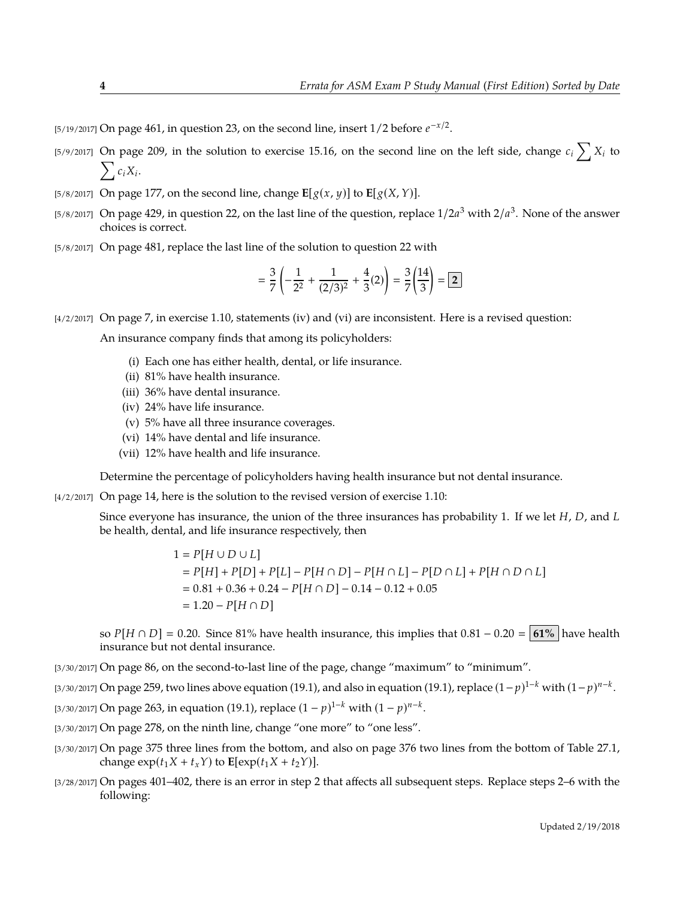[5/19/2017] On page 461, in question 23, on the second line, insert $1/2$ before $e^{-x/2}$.

[5/9/2017] On page 209, in the solution to exercise 15.16, on the second line on the left side, change $c_i \sum X_i$ to $\sum c_i X_i$.

[5/8/2017] On page 177, on the second line, change $\mathbf{E}[g(x, y)]$ to $\mathbf{E}[g(X, Y)]$.

[5/8/2017] On page 429, in question 22, on the last line of the question, replace $1/2a^3$ with $2/a^3$. None of the answer choices is correct.

[5/8/2017] On page 481, replace the last line of the solution to question 22 with

$$= \frac{3}{7}\left(-\frac{1}{2^2} + \frac{1}{(2/3)^2} + \frac{4}{3}(2)\right) = \frac{3}{7}\left(\frac{14}{3}\right) = \boxed{\mathbf{2}}$$

[4/2/2017] On page 7, in exercise 1.10, statements (iv) and (vi) are inconsistent. Here is a revised question:

An insurance company finds that among its policyholders:

(i) Each one has either health, dental, or life insurance.
(ii) 81% have health insurance.
(iii) 36% have dental insurance.
(iv) 24% have life insurance.
(v) 5% have all three insurance coverages.
(vi) 14% have dental and life insurance.
(vii) 12% have health and life insurance.

Determine the percentage of policyholders having health insurance but not dental insurance.

[4/2/2017] On page 14, here is the solution to the revised version of exercise 1.10:

Since everyone has insurance, the union of the three insurances has probability 1. If we let $H$, $D$, and $L$ be health, dental, and life insurance respectively, then

$$\begin{aligned}
1 &= P[H \cup D \cup L] \\
&= P[H] + P[D] + P[L] - P[H \cap D] - P[H \cap L] - P[D \cap L] + P[H \cap D \cap L] \\
&= 0.81 + 0.36 + 0.24 - P[H \cap D] - 0.14 - 0.12 + 0.05 \\
&= 1.20 - P[H \cap D]
\end{aligned}$$

so $P[H \cap D] = 0.20$. Since 81% have health insurance, this implies that $0.81 - 0.20 = \boxed{\mathbf{61\%}}$ have health insurance but not dental insurance.

[3/30/2017] On page 86, on the second-to-last line of the page, change "maximum" to "minimum".

[3/30/2017] On page 259, two lines above equation (19.1), and also in equation (19.1), replace $(1-p)^{1-k}$ with $(1-p)^{n-k}$.

[3/30/2017] On page 263, in equation (19.1), replace $(1-p)^{1-k}$ with $(1-p)^{n-k}$.

[3/30/2017] On page 278, on the ninth line, change "one more" to "one less".

[3/30/2017] On page 375 three lines from the bottom, and also on page 376 two lines from the bottom of Table 27.1, change $\exp(t_1 X + t_x Y)$ to $\mathbf{E}[\exp(t_1 X + t_2 Y)]$.

[3/28/2017] On pages 401–402, there is an error in step 2 that affects all subsequent steps. Replace steps 2–6 with the following: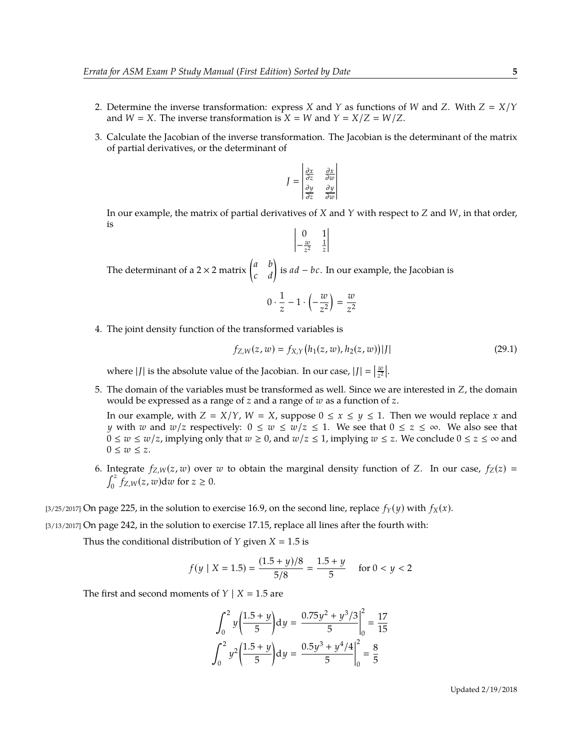2. Determine the inverse transformation: express $X$ and $Y$ as functions of $W$ and $Z$. With $Z = X/Y$ and $W = X$. The inverse transformation is $X = W$ and $Y = X/Z = W/Z$.

3. Calculate the Jacobian of the inverse transformation. The Jacobian is the determinant of the matrix of partial derivatives, or the determinant of

$$J = \begin{vmatrix} \frac{\partial x}{\partial z} & \frac{\partial x}{\partial w} \\ \frac{\partial y}{\partial z} & \frac{\partial y}{\partial w} \end{vmatrix}$$

In our example, the matrix of partial derivatives of $X$ and $Y$ with respect to $Z$ and $W$, in that order, is

$$\begin{vmatrix} 0 & 1 \\ -\frac{w}{z^2} & \frac{1}{z} \end{vmatrix}$$

The determinant of a $2 \times 2$ matrix $\begin{pmatrix} a & b \\ c & d \end{pmatrix}$ is $ad - bc$. In our example, the Jacobian is

$$0 \cdot \frac{1}{z} - 1 \cdot \left(-\frac{w}{z^2}\right) = \frac{w}{z^2}$$

4. The joint density function of the transformed variables is

$$f_{Z,W}(z, w) = f_{X,Y}\big(h_1(z, w), h_2(z, w)\big)|J| \tag{29.1}$$

where $|J|$ is the absolute value of the Jacobian. In our case, $|J| = \left|\frac{w}{z^2}\right|$.

5. The domain of the variables must be transformed as well. Since we are interested in $Z$, the domain would be expressed as a range of $z$ and a range of $w$ as a function of $z$.

In our example, with $Z = X/Y$, $W = X$, suppose $0 \le x \le y \le 1$. Then we would replace $x$ and $y$ with $w$ and $w/z$ respectively: $0 \le w \le w/z \le 1$. We see that $0 \le z \le \infty$. We also see that $0 \le w \le w/z$, implying only that $w \ge 0$, and $w/z \le 1$, implying $w \le z$. We conclude $0 \le z \le \infty$ and $0 \le w \le z$.

6. Integrate $f_{Z,W}(z, w)$ over $w$ to obtain the marginal density function of $Z$. In our case, $f_Z(z) = \int_0^z f_{Z,W}(z, w)\mathrm{d}w$ for $z \ge 0$.

[3/25/2017] On page 225, in the solution to exercise 16.9, on the second line, replace $f_Y(y)$ with $f_X(x)$.

[3/13/2017] On page 242, in the solution to exercise 17.15, replace all lines after the fourth with:

Thus the conditional distribution of $Y$ given $X = 1.5$ is

$$f(y \mid X = 1.5) = \frac{(1.5 + y)/8}{5/8} = \frac{1.5 + y}{5} \quad \text{for } 0 < y < 2$$

The first and second moments of $Y \mid X = 1.5$ are

$$\int_0^2 y\left(\frac{1.5 + y}{5}\right)\mathrm{d}y = \left.\frac{0.75y^2 + y^3/3}{5}\right|_0^2 = \frac{17}{15}$$

$$\int_0^2 y^2\left(\frac{1.5 + y}{5}\right)\mathrm{d}y = \left.\frac{0.5y^3 + y^4/4}{5}\right|_0^2 = \frac{8}{5}$$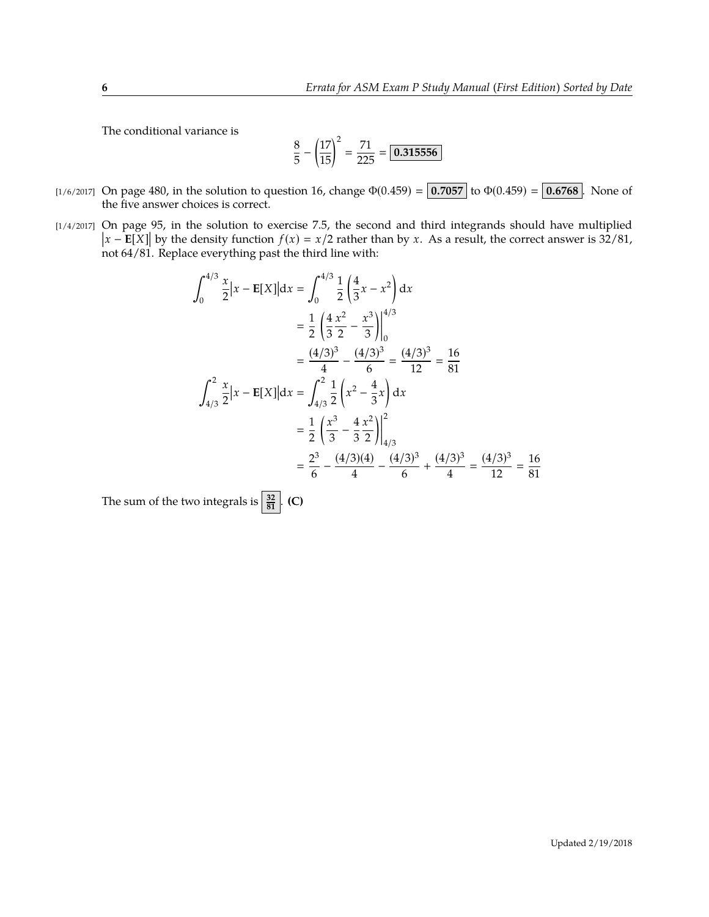The conditional variance is

$$\frac{8}{5} - \left(\frac{17}{15}\right)^2 = \frac{71}{225} = \boxed{0.315556}$$

[1/6/2017] On page 480, in the solution to question 16, change $\Phi(0.459) = \boxed{0.7057}$ to $\Phi(0.459) = \boxed{0.6768}$. None of the five answer choices is correct.

[1/4/2017] On page 95, in the solution to exercise 7.5, the second and third integrands should have multiplied $|x - \mathbf{E}[X]|$ by the density function $f(x) = x/2$ rather than by $x$. As a result, the correct answer is 32/81, not 64/81. Replace everything past the third line with:

$$\begin{aligned}
\int_0^{4/3} \frac{x}{2}|x - \mathbf{E}[X]|\mathrm{d}x &= \int_0^{4/3} \frac{1}{2}\left(\frac{4}{3}x - x^2\right)\mathrm{d}x \\
&= \frac{1}{2}\left(\frac{4}{3}\frac{x^2}{2} - \frac{x^3}{3}\right)\Bigg|_0^{4/3} \\
&= \frac{(4/3)^3}{4} - \frac{(4/3)^3}{6} = \frac{(4/3)^3}{12} = \frac{16}{81} \\
\int_{4/3}^{2} \frac{x}{2}|x - \mathbf{E}[X]|\mathrm{d}x &= \int_{4/3}^{2} \frac{1}{2}\left(x^2 - \frac{4}{3}x\right)\mathrm{d}x \\
&= \frac{1}{2}\left(\frac{x^3}{3} - \frac{4}{3}\frac{x^2}{2}\right)\Bigg|_{4/3}^{2} \\
&= \frac{2^3}{6} - \frac{(4/3)(4)}{4} - \frac{(4/3)^3}{6} + \frac{(4/3)^3}{4} = \frac{(4/3)^3}{12} = \frac{16}{81}
\end{aligned}$$

The sum of the two integrals is $\boxed{\frac{32}{81}}$. **(C)**